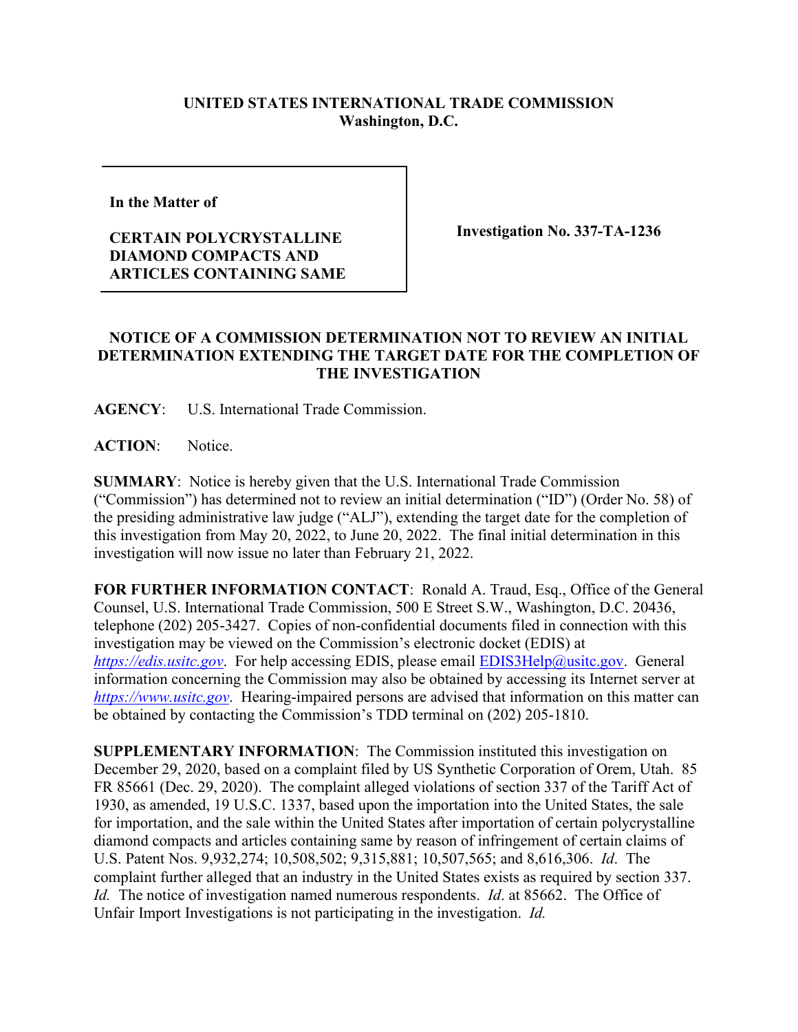**UNITED STATES INTERNATIONAL TRADE COMMISSION**
**Washington, D.C.**

| **In the Matter of**<br><br>**CERTAIN POLYCRYSTALLINE DIAMOND COMPACTS AND ARTICLES CONTAINING SAME** | **Investigation No. 337-TA-1236** |
|---|---|

## NOTICE OF A COMMISSION DETERMINATION NOT TO REVIEW AN INITIAL DETERMINATION EXTENDING THE TARGET DATE FOR THE COMPLETION OF THE INVESTIGATION

**AGENCY**: U.S. International Trade Commission.

**ACTION**: Notice.

**SUMMARY**: Notice is hereby given that the U.S. International Trade Commission ("Commission") has determined not to review an initial determination ("ID") (Order No. 58) of the presiding administrative law judge ("ALJ"), extending the target date for the completion of this investigation from May 20, 2022, to June 20, 2022. The final initial determination in this investigation will now issue no later than February 21, 2022.

**FOR FURTHER INFORMATION CONTACT**: Ronald A. Traud, Esq., Office of the General Counsel, U.S. International Trade Commission, 500 E Street S.W., Washington, D.C. 20436, telephone (202) 205-3427. Copies of non-confidential documents filed in connection with this investigation may be viewed on the Commission's electronic docket (EDIS) at *https://edis.usitc.gov*. For help accessing EDIS, please email EDIS3Help@usitc.gov. General information concerning the Commission may also be obtained by accessing its Internet server at *https://www.usitc.gov*. Hearing-impaired persons are advised that information on this matter can be obtained by contacting the Commission's TDD terminal on (202) 205-1810.

**SUPPLEMENTARY INFORMATION**: The Commission instituted this investigation on December 29, 2020, based on a complaint filed by US Synthetic Corporation of Orem, Utah. 85 FR 85661 (Dec. 29, 2020). The complaint alleged violations of section 337 of the Tariff Act of 1930, as amended, 19 U.S.C. 1337, based upon the importation into the United States, the sale for importation, and the sale within the United States after importation of certain polycrystalline diamond compacts and articles containing same by reason of infringement of certain claims of U.S. Patent Nos. 9,932,274; 10,508,502; 9,315,881; 10,507,565; and 8,616,306. *Id*. The complaint further alleged that an industry in the United States exists as required by section 337. *Id.* The notice of investigation named numerous respondents. *Id*. at 85662. The Office of Unfair Import Investigations is not participating in the investigation. *Id.*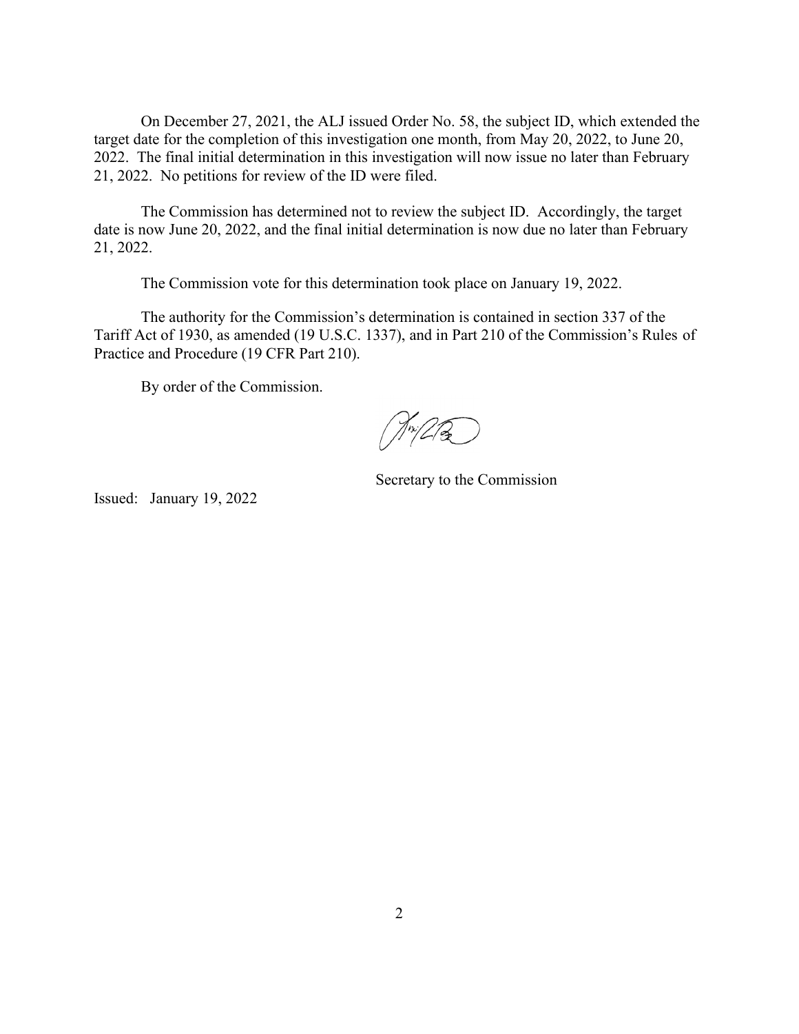On December 27, 2021, the ALJ issued Order No. 58, the subject ID, which extended the target date for the completion of this investigation one month, from May 20, 2022, to June 20, 2022. The final initial determination in this investigation will now issue no later than February 21, 2022. No petitions for review of the ID were filed.

The Commission has determined not to review the subject ID. Accordingly, the target date is now June 20, 2022, and the final initial determination is now due no later than February 21, 2022.

The Commission vote for this determination took place on January 19, 2022.

The authority for the Commission's determination is contained in section 337 of the Tariff Act of 1930, as amended (19 U.S.C. 1337), and in Part 210 of the Commission's Rules of Practice and Procedure (19 CFR Part 210).

By order of the Commission.

Secretary to the Commission

Issued: January 19, 2022